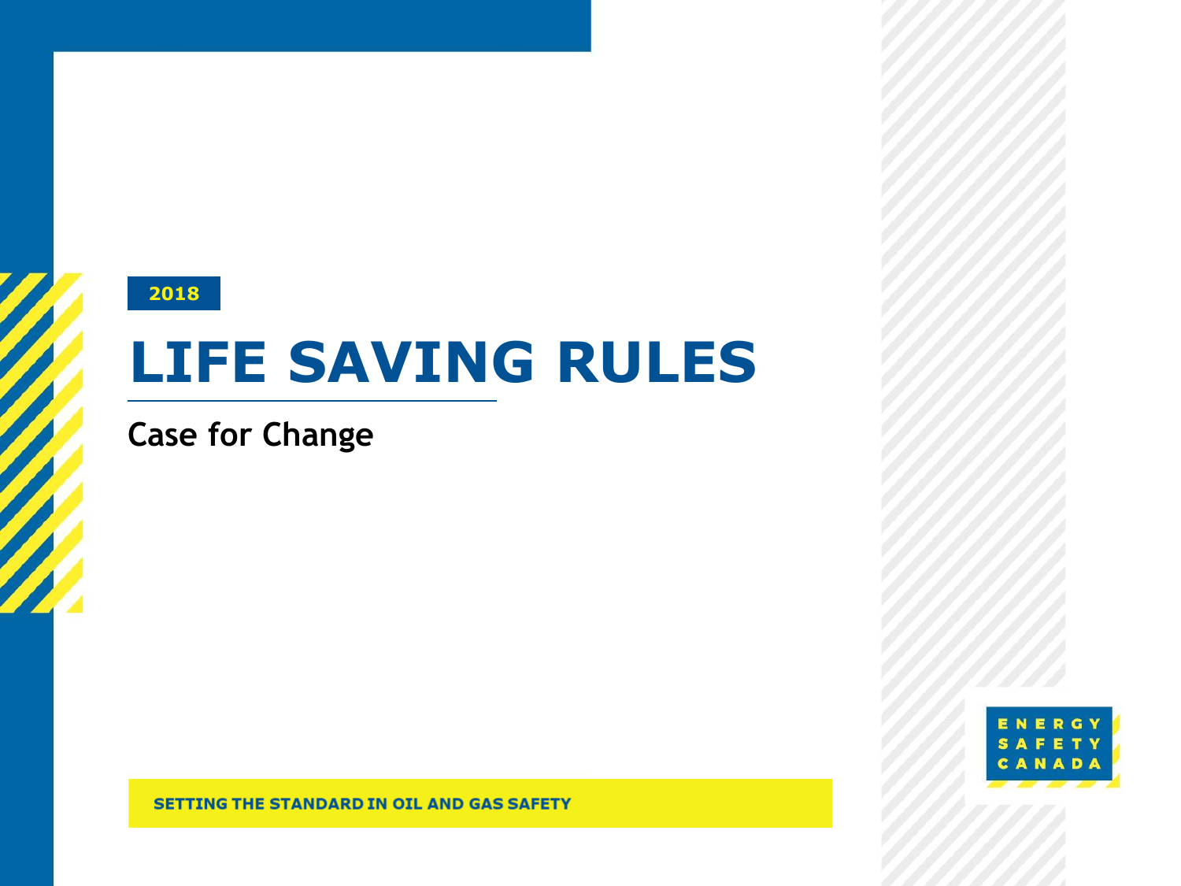2018

# LIFE SAVING RULES

## Case for Change

SETTING THE STANDARD IN OIL AND GAS SAFETY

ENERGY SAFETY CANADA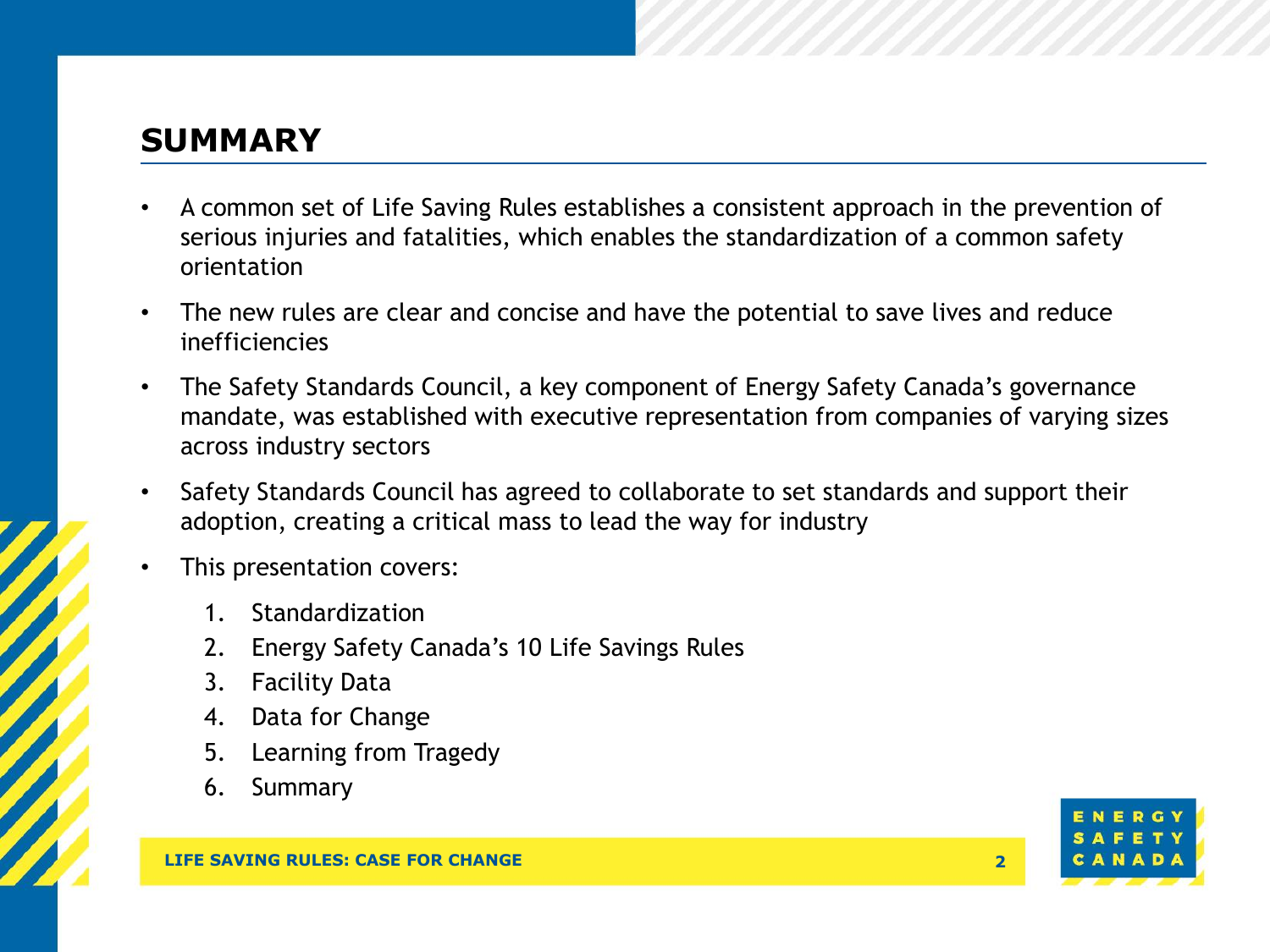# SUMMARY

- A common set of Life Saving Rules establishes a consistent approach in the prevention of serious injuries and fatalities, which enables the standardization of a common safety orientation
- The new rules are clear and concise and have the potential to save lives and reduce inefficiencies
- The Safety Standards Council, a key component of Energy Safety Canada's governance mandate, was established with executive representation from companies of varying sizes across industry sectors
- Safety Standards Council has agreed to collaborate to set standards and support their adoption, creating a critical mass to lead the way for industry
- This presentation covers:
  1. Standardization
  2. Energy Safety Canada's 10 Life Savings Rules
  3. Facility Data
  4. Data for Change
  5. Learning from Tragedy
  6. Summary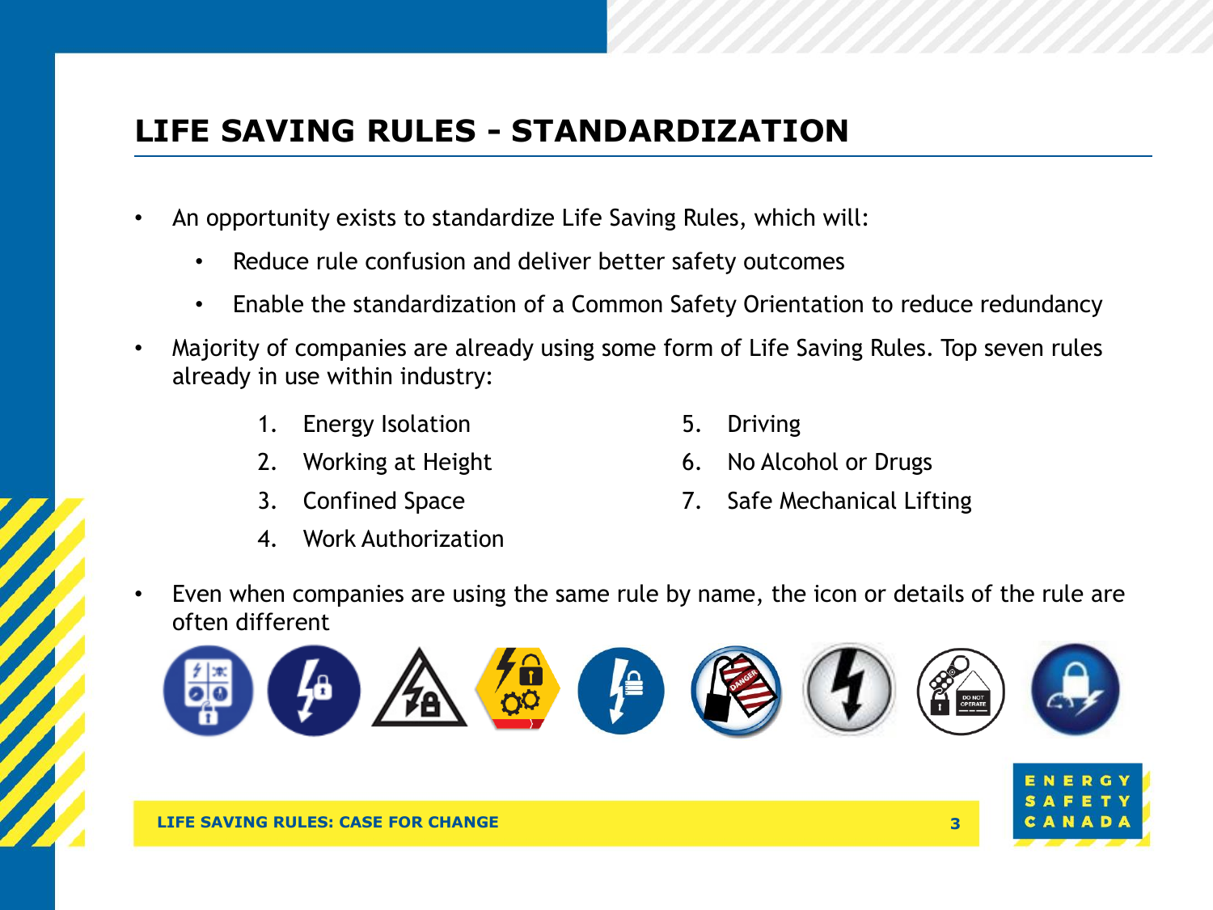# LIFE SAVING RULES - STANDARDIZATION

- An opportunity exists to standardize Life Saving Rules, which will:
  - Reduce rule confusion and deliver better safety outcomes
  - Enable the standardization of a Common Safety Orientation to reduce redundancy
- Majority of companies are already using some form of Life Saving Rules. Top seven rules already in use within industry:
  1. Energy Isolation
  2. Working at Height
  3. Confined Space
  4. Work Authorization
  5. Driving
  6. No Alcohol or Drugs
  7. Safe Mechanical Lifting
- Even when companies are using the same rule by name, the icon or details of the rule are often different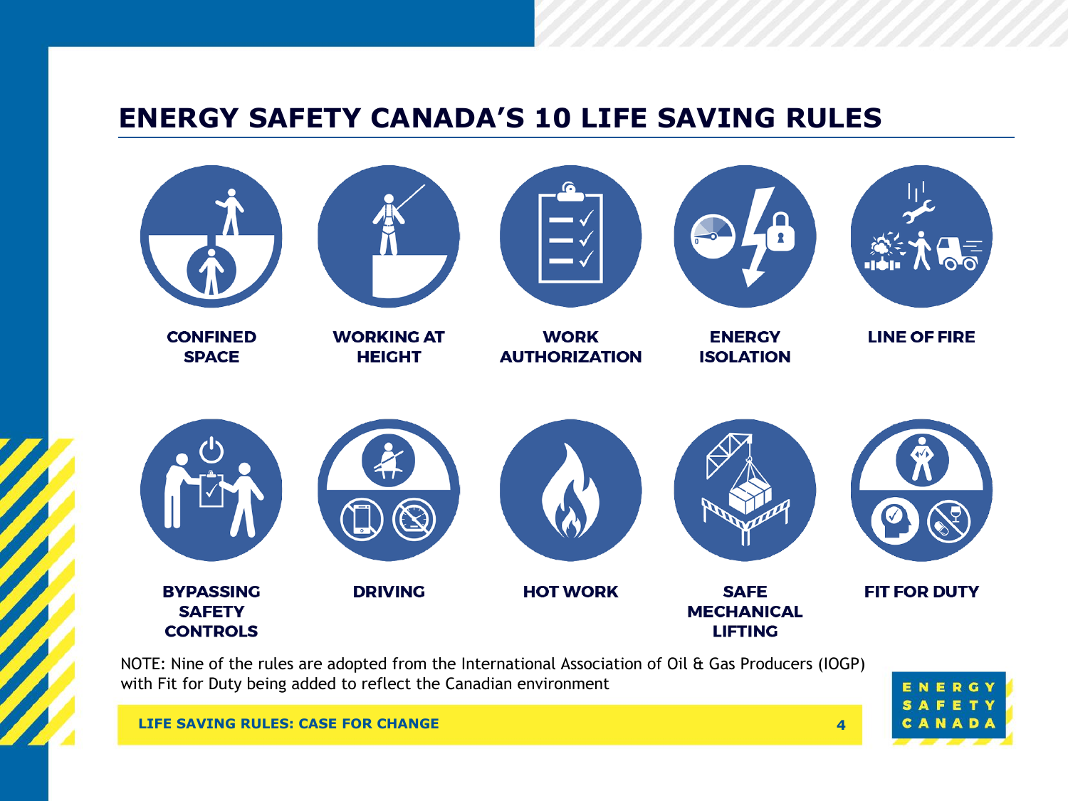# ENERGY SAFETY CANADA'S 10 LIFE SAVING RULES

- CONFINED SPACE
- WORKING AT HEIGHT
- WORK AUTHORIZATION
- ENERGY ISOLATION
- LINE OF FIRE
- BYPASSING SAFETY CONTROLS
- DRIVING
- HOT WORK
- SAFE MECHANICAL LIFTING
- FIT FOR DUTY

NOTE: Nine of the rules are adopted from the International Association of Oil & Gas Producers (IOGP) with Fit for Duty being added to reflect the Canadian environment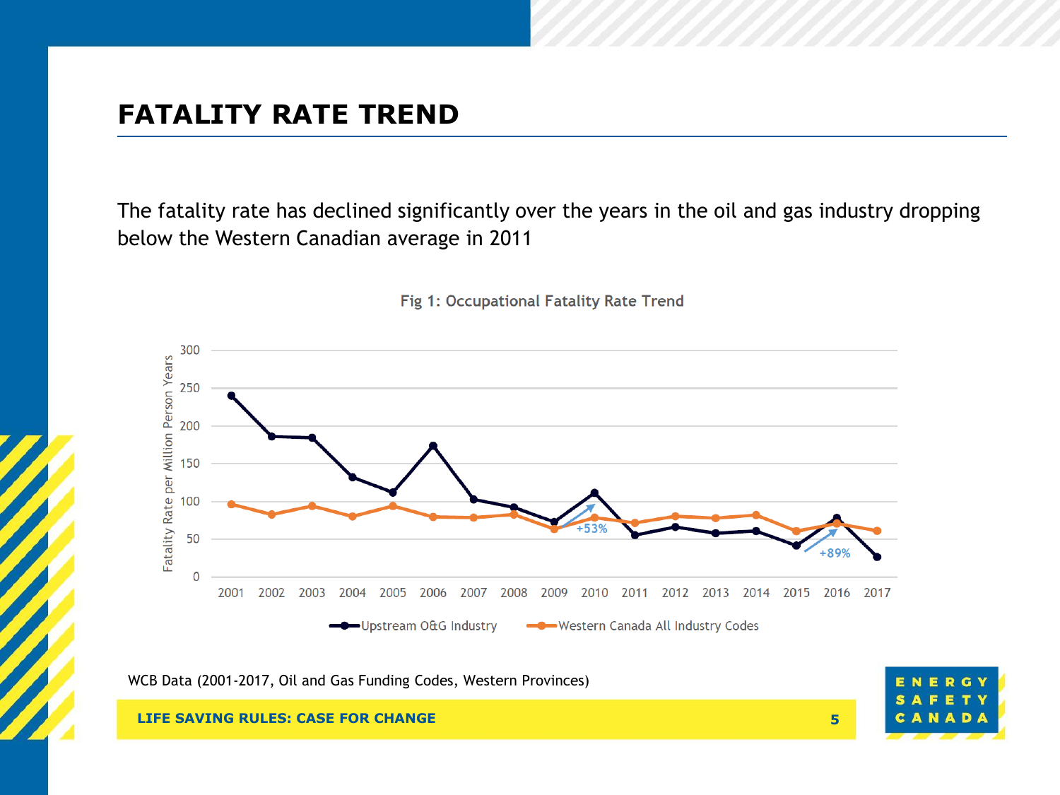## FATALITY RATE TREND

The fatality rate has declined significantly over the years in the oil and gas industry dropping below the Western Canadian average in 2011

Fig 1: Occupational Fatality Rate Trend

WCB Data (2001-2017, Oil and Gas Funding Codes, Western Provinces)

**LIFE SAVING RULES: CASE FOR CHANGE**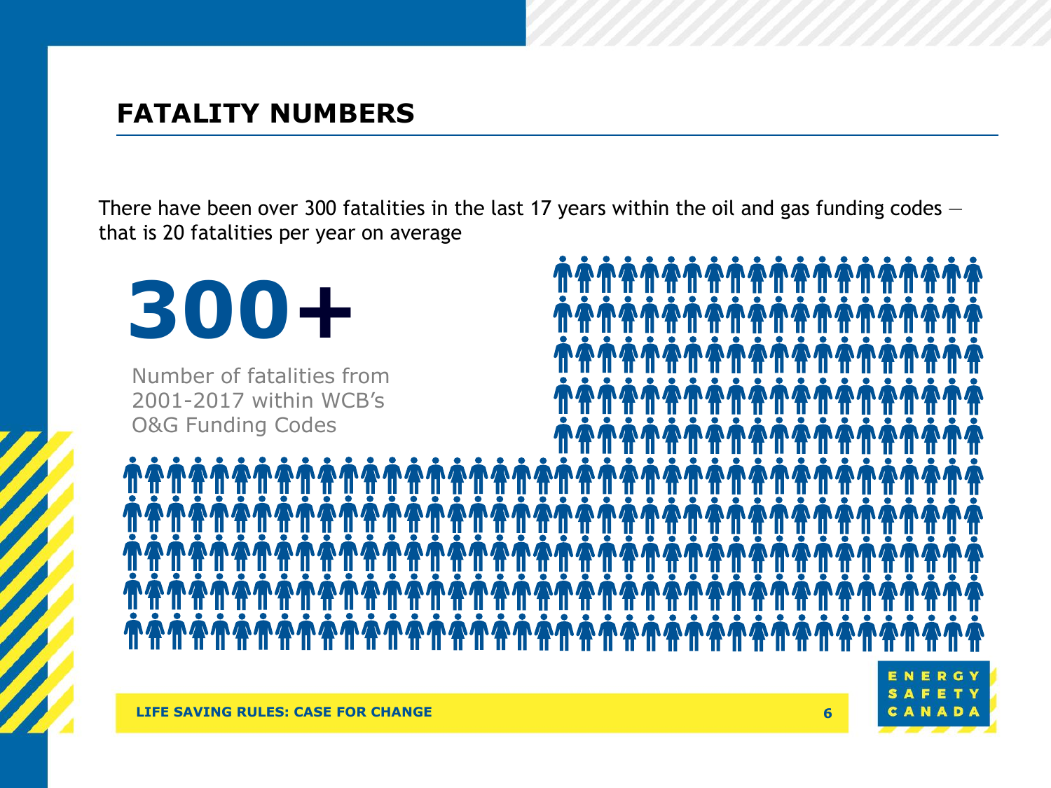# FATALITY NUMBERS

There have been over 300 fatalities in the last 17 years within the oil and gas funding codes — that is 20 fatalities per year on average

**300+**

Number of fatalities from 2001-2017 within WCB's O&G Funding Codes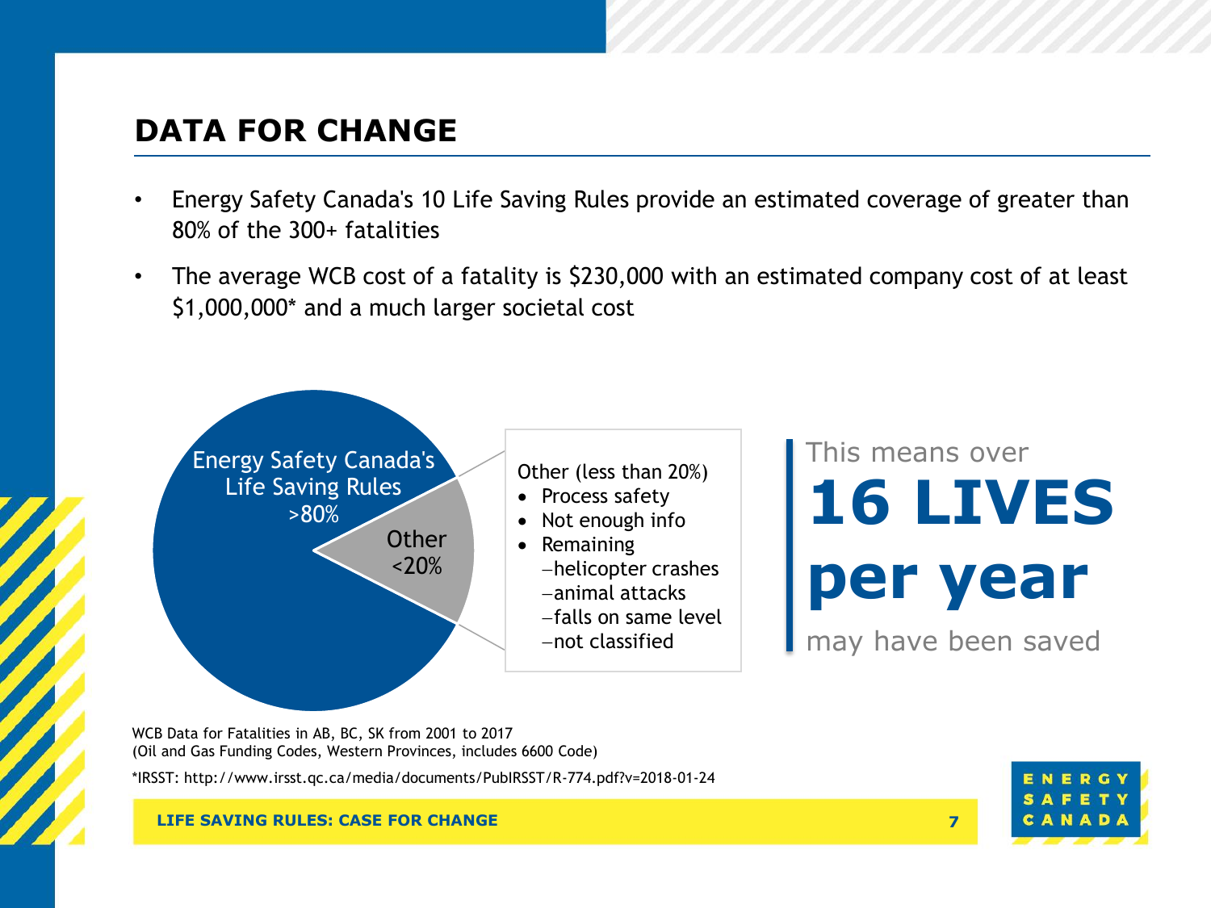# DATA FOR CHANGE

- Energy Safety Canada's 10 Life Saving Rules provide an estimated coverage of greater than 80% of the 300+ fatalities
- The average WCB cost of a fatality is $230,000 with an estimated company cost of at least $1,000,000* and a much larger societal cost

Energy Safety Canada's Life Saving Rules >80%

Other <20%

Other (less than 20%)

- Process safety
- Not enough info
- Remaining
  - helicopter crashes
  - animal attacks
  - falls on same level
  - not classified

This means over **16 LIVES per year** may have been saved

WCB Data for Fatalities in AB, BC, SK from 2001 to 2017
(Oil and Gas Funding Codes, Western Provinces, includes 6600 Code)

*IRSST: http://www.irsst.qc.ca/media/documents/PubIRSST/R-774.pdf?v=2018-01-24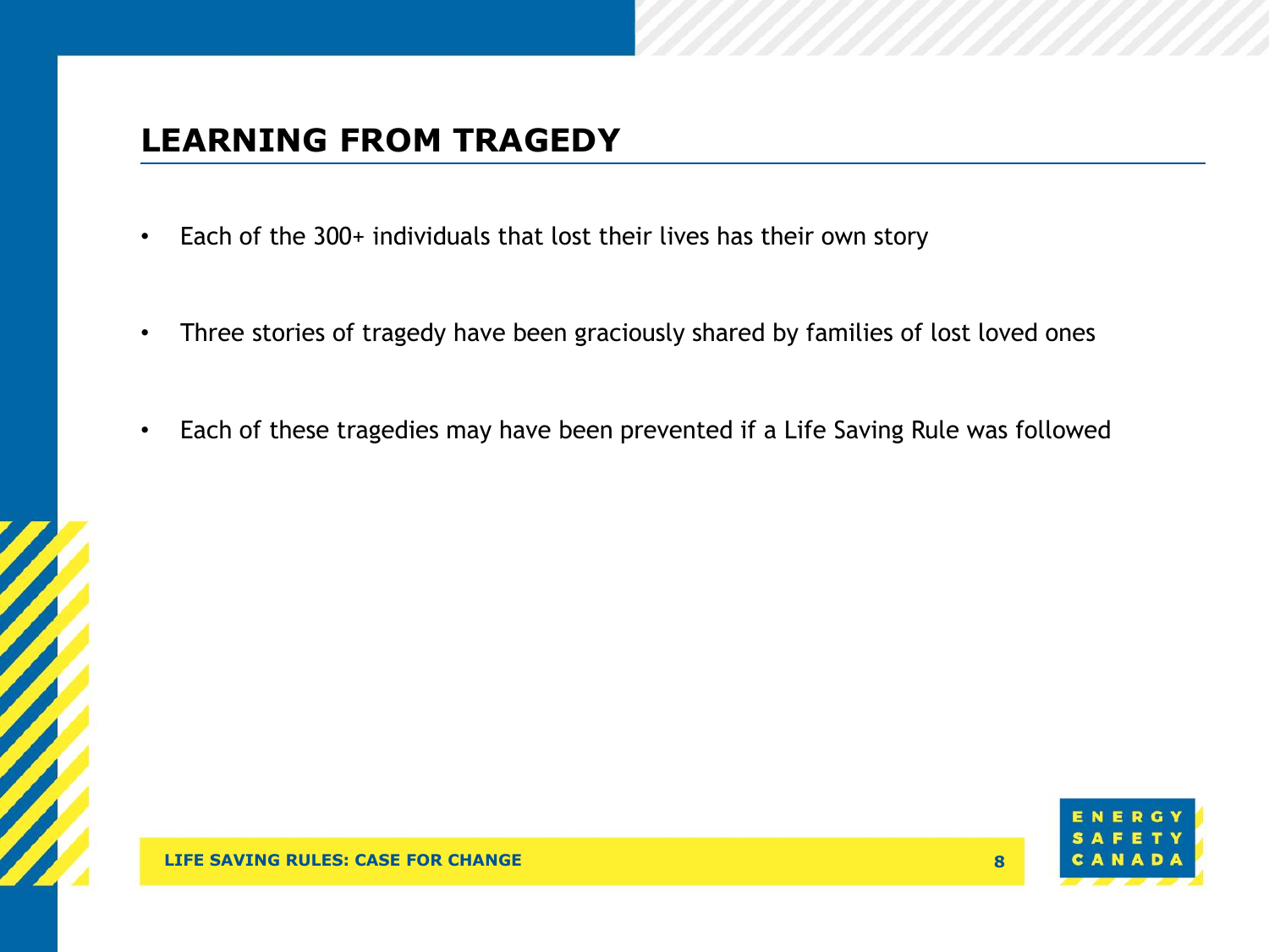## LEARNING FROM TRAGEDY

- Each of the 300+ individuals that lost their lives has their own story
- Three stories of tragedy have been graciously shared by families of lost loved ones
- Each of these tragedies may have been prevented if a Life Saving Rule was followed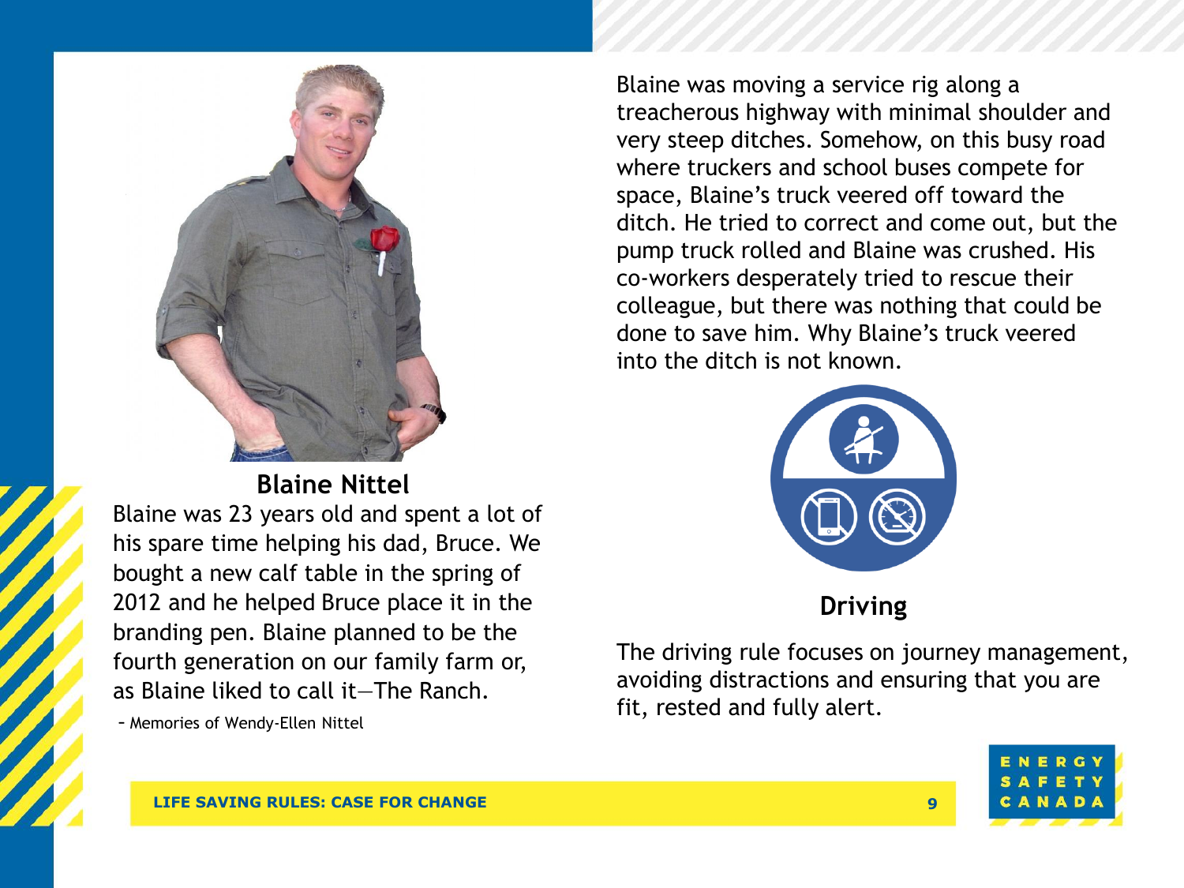## Blaine Nittel

Blaine was 23 years old and spent a lot of his spare time helping his dad, Bruce. We bought a new calf table in the spring of 2012 and he helped Bruce place it in the branding pen. Blaine planned to be the fourth generation on our family farm or, as Blaine liked to call it—The Ranch.

– Memories of Wendy-Ellen Nittel

Blaine was moving a service rig along a treacherous highway with minimal shoulder and very steep ditches. Somehow, on this busy road where truckers and school buses compete for space, Blaine's truck veered off toward the ditch. He tried to correct and come out, but the pump truck rolled and Blaine was crushed. His co-workers desperately tried to rescue their colleague, but there was nothing that could be done to save him. Why Blaine's truck veered into the ditch is not known.

## Driving

The driving rule focuses on journey management, avoiding distractions and ensuring that you are fit, rested and fully alert.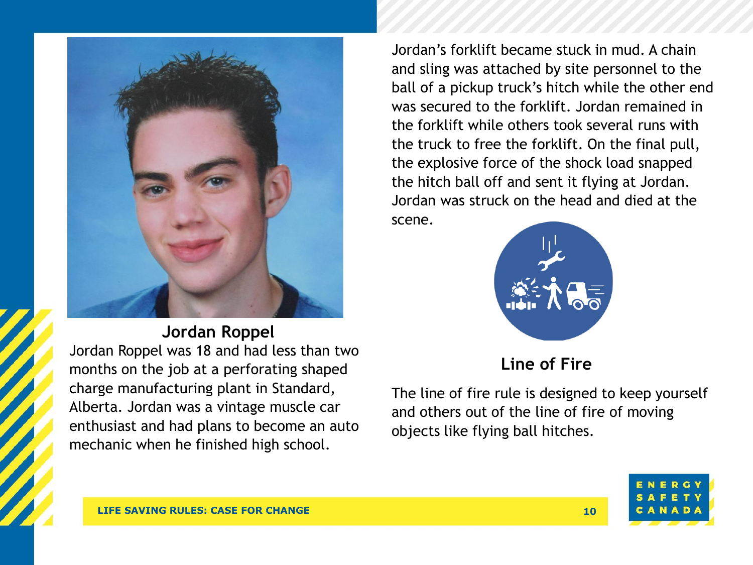## Jordan Roppel

Jordan Roppel was 18 and had less than two months on the job at a perforating shaped charge manufacturing plant in Standard, Alberta. Jordan was a vintage muscle car enthusiast and had plans to become an auto mechanic when he finished high school.

Jordan's forklift became stuck in mud. A chain and sling was attached by site personnel to the ball of a pickup truck's hitch while the other end was secured to the forklift. Jordan remained in the forklift while others took several runs with the truck to free the forklift. On the final pull, the explosive force of the shock load snapped the hitch ball off and sent it flying at Jordan. Jordan was struck on the head and died at the scene.

### Line of Fire

The line of fire rule is designed to keep yourself and others out of the line of fire of moving objects like flying ball hitches.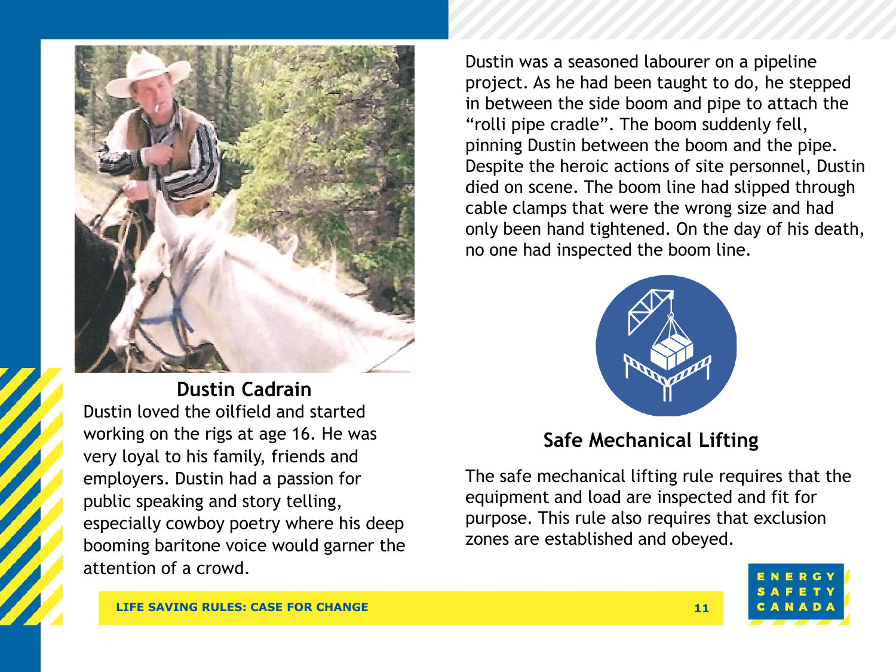## Dustin Cadrain

Dustin loved the oilfield and started working on the rigs at age 16. He was very loyal to his family, friends and employers. Dustin had a passion for public speaking and story telling, especially cowboy poetry where his deep booming baritone voice would garner the attention of a crowd.

Dustin was a seasoned labourer on a pipeline project. As he had been taught to do, he stepped in between the side boom and pipe to attach the "rolli pipe cradle". The boom suddenly fell, pinning Dustin between the boom and the pipe. Despite the heroic actions of site personnel, Dustin died on scene. The boom line had slipped through cable clamps that were the wrong size and had only been hand tightened. On the day of his death, no one had inspected the boom line.

### Safe Mechanical Lifting

The safe mechanical lifting rule requires that the equipment and load are inspected and fit for purpose. This rule also requires that exclusion zones are established and obeyed.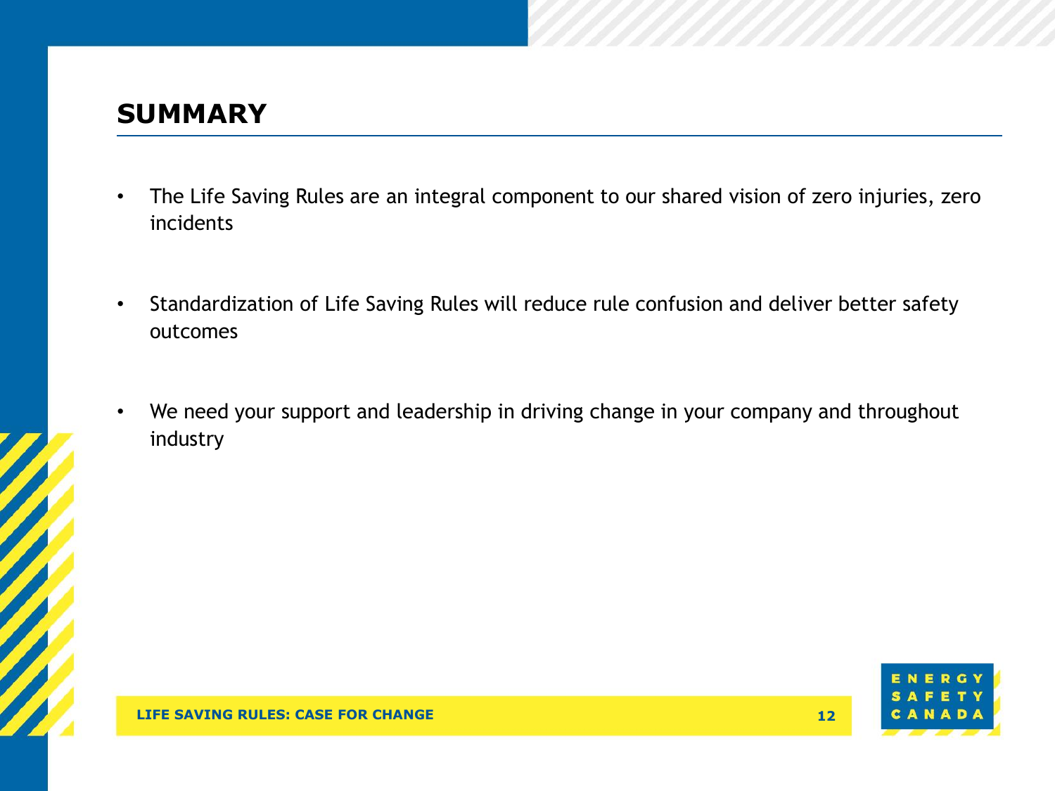# SUMMARY

- The Life Saving Rules are an integral component to our shared vision of zero injuries, zero incidents
- Standardization of Life Saving Rules will reduce rule confusion and deliver better safety outcomes
- We need your support and leadership in driving change in your company and throughout industry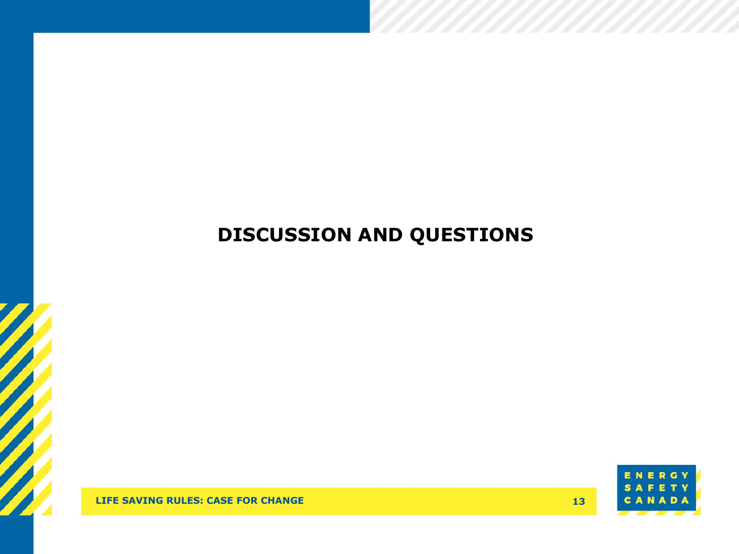# DISCUSSION AND QUESTIONS